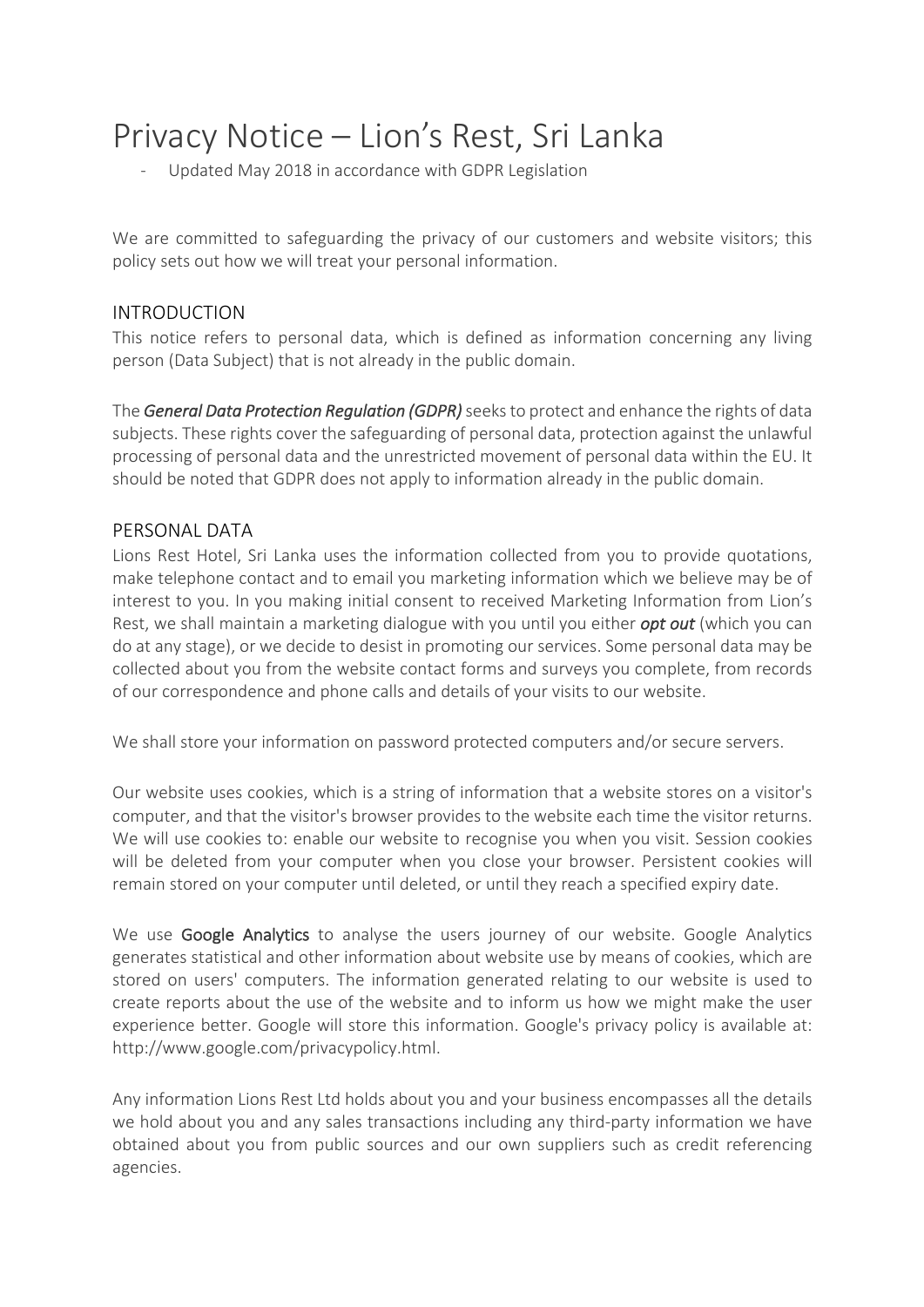# Privacy Notice – Lion's Rest, Sri Lanka

- Updated May 2018 in accordance with GDPR Legislation

We are committed to safeguarding the privacy of our customers and website visitors; this policy sets out how we will treat your personal information.

## INTRODUCTION

This notice refers to personal data, which is defined as information concerning any living person (Data Subject) that is not already in the public domain.

The ***General Data Protection Regulation (GDPR)*** seeks to protect and enhance the rights of data subjects. These rights cover the safeguarding of personal data, protection against the unlawful processing of personal data and the unrestricted movement of personal data within the EU. It should be noted that GDPR does not apply to information already in the public domain.

## PERSONAL DATA

Lions Rest Hotel, Sri Lanka uses the information collected from you to provide quotations, make telephone contact and to email you marketing information which we believe may be of interest to you. In you making initial consent to received Marketing Information from Lion's Rest, we shall maintain a marketing dialogue with you until you either ***opt out*** (which you can do at any stage), or we decide to desist in promoting our services. Some personal data may be collected about you from the website contact forms and surveys you complete, from records of our correspondence and phone calls and details of your visits to our website.

We shall store your information on password protected computers and/or secure servers.

Our website uses cookies, which is a string of information that a website stores on a visitor's computer, and that the visitor's browser provides to the website each time the visitor returns. We will use cookies to: enable our website to recognise you when you visit. Session cookies will be deleted from your computer when you close your browser. Persistent cookies will remain stored on your computer until deleted, or until they reach a specified expiry date.

We use **Google Analytics** to analyse the users journey of our website. Google Analytics generates statistical and other information about website use by means of cookies, which are stored on users' computers. The information generated relating to our website is used to create reports about the use of the website and to inform us how we might make the user experience better. Google will store this information. Google's privacy policy is available at: http://www.google.com/privacypolicy.html.

Any information Lions Rest Ltd holds about you and your business encompasses all the details we hold about you and any sales transactions including any third-party information we have obtained about you from public sources and our own suppliers such as credit referencing agencies.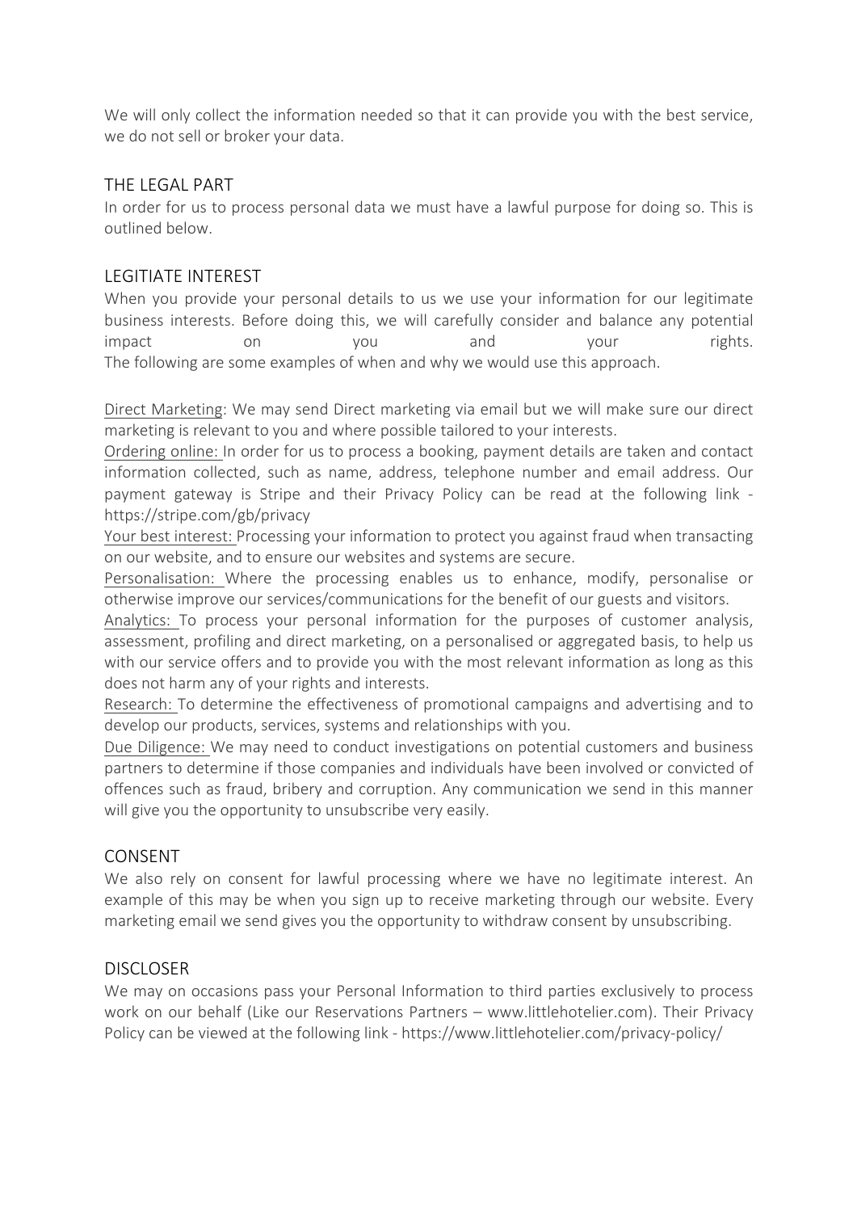We will only collect the information needed so that it can provide you with the best service, we do not sell or broker your data.

## THE LEGAL PART

In order for us to process personal data we must have a lawful purpose for doing so. This is outlined below.

## LEGITIATE INTEREST

When you provide your personal details to us we use your information for our legitimate business interests. Before doing this, we will carefully consider and balance any potential impact on you and your rights.
The following are some examples of when and why we would use this approach.

Direct Marketing: We may send Direct marketing via email but we will make sure our direct marketing is relevant to you and where possible tailored to your interests.
Ordering online: In order for us to process a booking, payment details are taken and contact information collected, such as name, address, telephone number and email address. Our payment gateway is Stripe and their Privacy Policy can be read at the following link - https://stripe.com/gb/privacy
Your best interest: Processing your information to protect you against fraud when transacting on our website, and to ensure our websites and systems are secure.
Personalisation: Where the processing enables us to enhance, modify, personalise or otherwise improve our services/communications for the benefit of our guests and visitors.
Analytics: To process your personal information for the purposes of customer analysis, assessment, profiling and direct marketing, on a personalised or aggregated basis, to help us with our service offers and to provide you with the most relevant information as long as this does not harm any of your rights and interests.
Research: To determine the effectiveness of promotional campaigns and advertising and to develop our products, services, systems and relationships with you.
Due Diligence: We may need to conduct investigations on potential customers and business partners to determine if those companies and individuals have been involved or convicted of offences such as fraud, bribery and corruption. Any communication we send in this manner will give you the opportunity to unsubscribe very easily.

## CONSENT

We also rely on consent for lawful processing where we have no legitimate interest. An example of this may be when you sign up to receive marketing through our website. Every marketing email we send gives you the opportunity to withdraw consent by unsubscribing.

## DISCLOSER

We may on occasions pass your Personal Information to third parties exclusively to process work on our behalf (Like our Reservations Partners – www.littlehotelier.com). Their Privacy Policy can be viewed at the following link - https://www.littlehotelier.com/privacy-policy/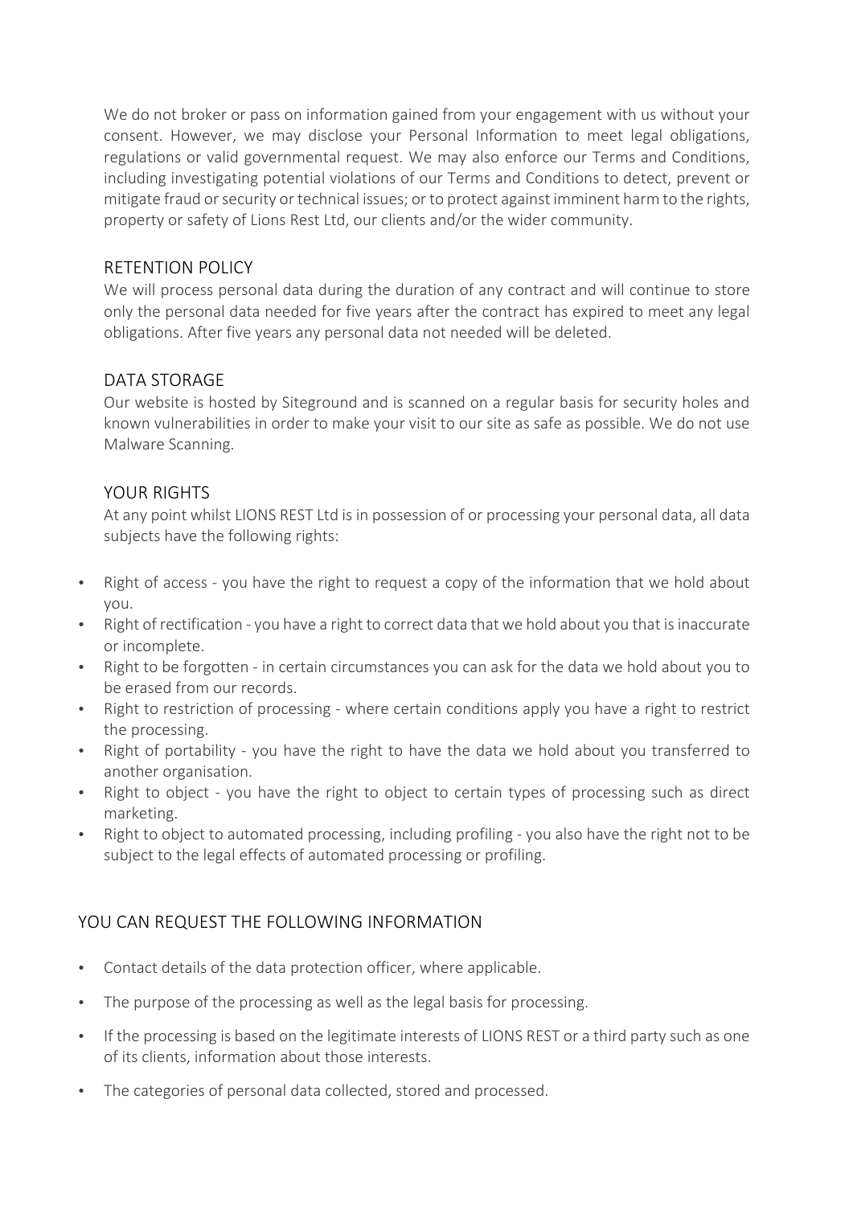We do not broker or pass on information gained from your engagement with us without your consent. However, we may disclose your Personal Information to meet legal obligations, regulations or valid governmental request. We may also enforce our Terms and Conditions, including investigating potential violations of our Terms and Conditions to detect, prevent or mitigate fraud or security or technical issues; or to protect against imminent harm to the rights, property or safety of Lions Rest Ltd, our clients and/or the wider community.

## RETENTION POLICY

We will process personal data during the duration of any contract and will continue to store only the personal data needed for five years after the contract has expired to meet any legal obligations. After five years any personal data not needed will be deleted.

## DATA STORAGE

Our website is hosted by Siteground and is scanned on a regular basis for security holes and known vulnerabilities in order to make your visit to our site as safe as possible. We do not use Malware Scanning.

## YOUR RIGHTS

At any point whilst LIONS REST Ltd is in possession of or processing your personal data, all data subjects have the following rights:

- Right of access - you have the right to request a copy of the information that we hold about you.
- Right of rectification - you have a right to correct data that we hold about you that is inaccurate or incomplete.
- Right to be forgotten - in certain circumstances you can ask for the data we hold about you to be erased from our records.
- Right to restriction of processing - where certain conditions apply you have a right to restrict the processing.
- Right of portability - you have the right to have the data we hold about you transferred to another organisation.
- Right to object - you have the right to object to certain types of processing such as direct marketing.
- Right to object to automated processing, including profiling - you also have the right not to be subject to the legal effects of automated processing or profiling.

## YOU CAN REQUEST THE FOLLOWING INFORMATION

- Contact details of the data protection officer, where applicable.
- The purpose of the processing as well as the legal basis for processing.
- If the processing is based on the legitimate interests of LIONS REST or a third party such as one of its clients, information about those interests.
- The categories of personal data collected, stored and processed.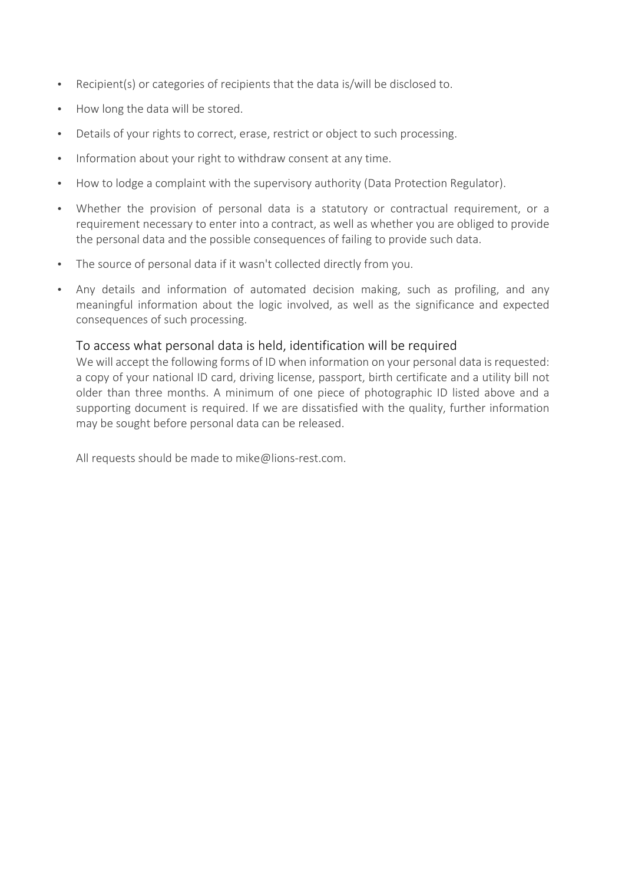- Recipient(s) or categories of recipients that the data is/will be disclosed to.
- How long the data will be stored.
- Details of your rights to correct, erase, restrict or object to such processing.
- Information about your right to withdraw consent at any time.
- How to lodge a complaint with the supervisory authority (Data Protection Regulator).
- Whether the provision of personal data is a statutory or contractual requirement, or a requirement necessary to enter into a contract, as well as whether you are obliged to provide the personal data and the possible consequences of failing to provide such data.
- The source of personal data if it wasn't collected directly from you.
- Any details and information of automated decision making, such as profiling, and any meaningful information about the logic involved, as well as the significance and expected consequences of such processing.

## To access what personal data is held, identification will be required

We will accept the following forms of ID when information on your personal data is requested: a copy of your national ID card, driving license, passport, birth certificate and a utility bill not older than three months. A minimum of one piece of photographic ID listed above and a supporting document is required. If we are dissatisfied with the quality, further information may be sought before personal data can be released.

All requests should be made to mike@lions-rest.com.